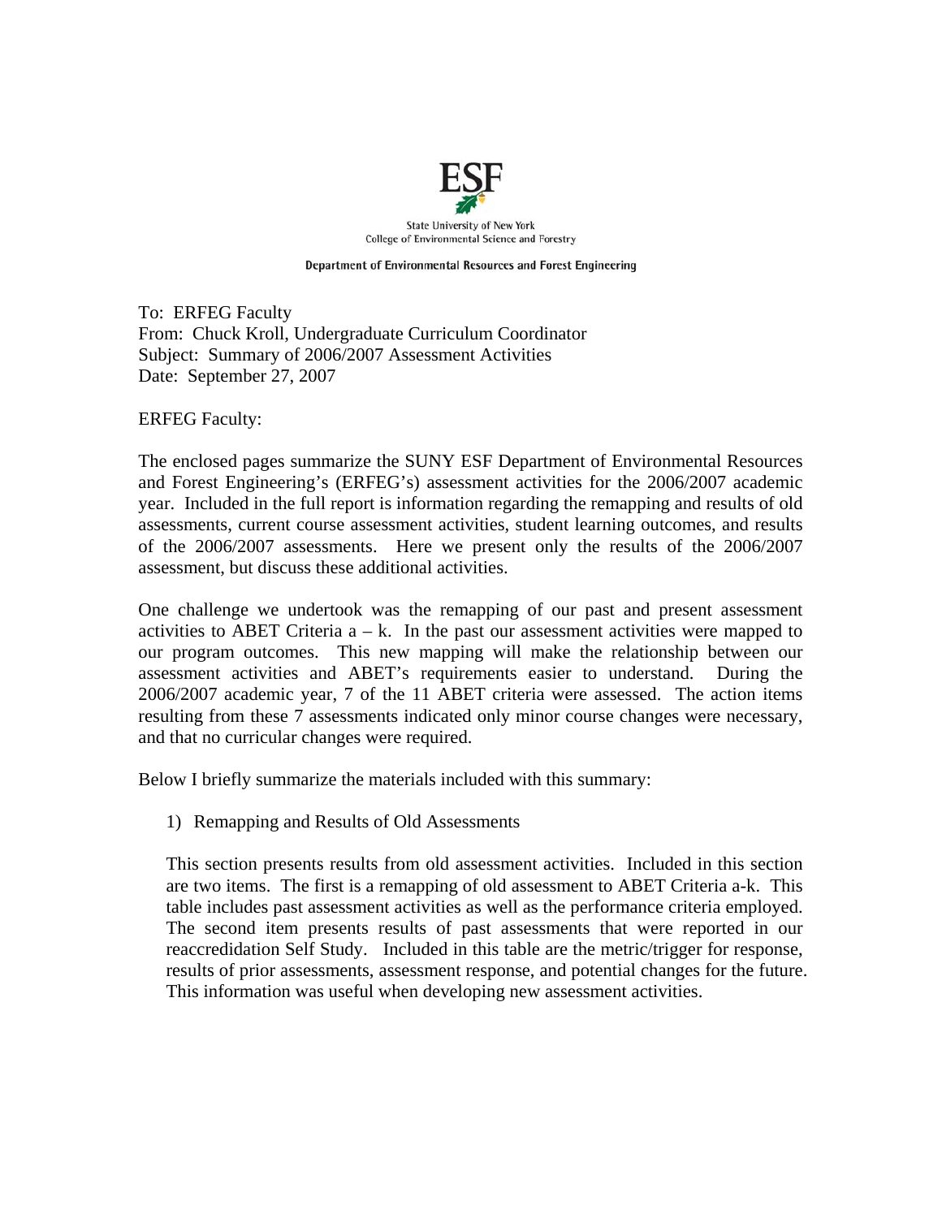**ESF**

State University of New York
College of Environmental Science and Forestry

**Department of Environmental Resources and Forest Engineering**

To: ERFEG Faculty
From: Chuck Kroll, Undergraduate Curriculum Coordinator
Subject: Summary of 2006/2007 Assessment Activities
Date: September 27, 2007

ERFEG Faculty:

The enclosed pages summarize the SUNY ESF Department of Environmental Resources and Forest Engineering's (ERFEG's) assessment activities for the 2006/2007 academic year. Included in the full report is information regarding the remapping and results of old assessments, current course assessment activities, student learning outcomes, and results of the 2006/2007 assessments. Here we present only the results of the 2006/2007 assessment, but discuss these additional activities.

One challenge we undertook was the remapping of our past and present assessment activities to ABET Criteria a – k. In the past our assessment activities were mapped to our program outcomes. This new mapping will make the relationship between our assessment activities and ABET's requirements easier to understand. During the 2006/2007 academic year, 7 of the 11 ABET criteria were assessed. The action items resulting from these 7 assessments indicated only minor course changes were necessary, and that no curricular changes were required.

Below I briefly summarize the materials included with this summary:

1) Remapping and Results of Old Assessments

This section presents results from old assessment activities. Included in this section are two items. The first is a remapping of old assessment to ABET Criteria a-k. This table includes past assessment activities as well as the performance criteria employed. The second item presents results of past assessments that were reported in our reaccredidation Self Study. Included in this table are the metric/trigger for response, results of prior assessments, assessment response, and potential changes for the future. This information was useful when developing new assessment activities.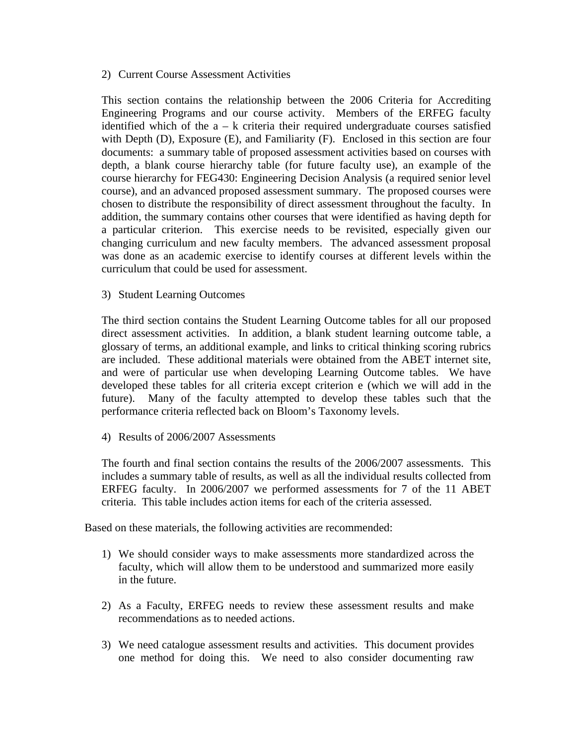2) Current Course Assessment Activities

This section contains the relationship between the 2006 Criteria for Accrediting Engineering Programs and our course activity. Members of the ERFEG faculty identified which of the a – k criteria their required undergraduate courses satisfied with Depth (D), Exposure (E), and Familiarity (F). Enclosed in this section are four documents: a summary table of proposed assessment activities based on courses with depth, a blank course hierarchy table (for future faculty use), an example of the course hierarchy for FEG430: Engineering Decision Analysis (a required senior level course), and an advanced proposed assessment summary. The proposed courses were chosen to distribute the responsibility of direct assessment throughout the faculty. In addition, the summary contains other courses that were identified as having depth for a particular criterion. This exercise needs to be revisited, especially given our changing curriculum and new faculty members. The advanced assessment proposal was done as an academic exercise to identify courses at different levels within the curriculum that could be used for assessment.

3) Student Learning Outcomes

The third section contains the Student Learning Outcome tables for all our proposed direct assessment activities. In addition, a blank student learning outcome table, a glossary of terms, an additional example, and links to critical thinking scoring rubrics are included. These additional materials were obtained from the ABET internet site, and were of particular use when developing Learning Outcome tables. We have developed these tables for all criteria except criterion e (which we will add in the future). Many of the faculty attempted to develop these tables such that the performance criteria reflected back on Bloom's Taxonomy levels.

4) Results of 2006/2007 Assessments

The fourth and final section contains the results of the 2006/2007 assessments. This includes a summary table of results, as well as all the individual results collected from ERFEG faculty. In 2006/2007 we performed assessments for 7 of the 11 ABET criteria. This table includes action items for each of the criteria assessed.

Based on these materials, the following activities are recommended:

1) We should consider ways to make assessments more standardized across the faculty, which will allow them to be understood and summarized more easily in the future.

2) As a Faculty, ERFEG needs to review these assessment results and make recommendations as to needed actions.

3) We need catalogue assessment results and activities. This document provides one method for doing this. We need to also consider documenting raw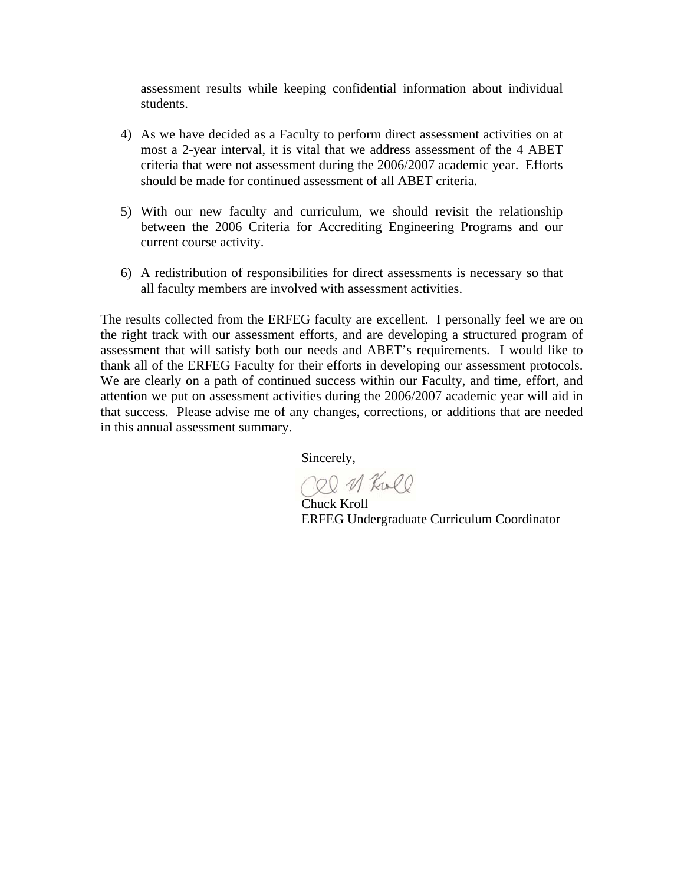assessment results while keeping confidential information about individual students.

4) As we have decided as a Faculty to perform direct assessment activities on at most a 2-year interval, it is vital that we address assessment of the 4 ABET criteria that were not assessment during the 2006/2007 academic year. Efforts should be made for continued assessment of all ABET criteria.

5) With our new faculty and curriculum, we should revisit the relationship between the 2006 Criteria for Accrediting Engineering Programs and our current course activity.

6) A redistribution of responsibilities for direct assessments is necessary so that all faculty members are involved with assessment activities.

The results collected from the ERFEG faculty are excellent. I personally feel we are on the right track with our assessment efforts, and are developing a structured program of assessment that will satisfy both our needs and ABET's requirements. I would like to thank all of the ERFEG Faculty for their efforts in developing our assessment protocols. We are clearly on a path of continued success within our Faculty, and time, effort, and attention we put on assessment activities during the 2006/2007 academic year will aid in that success. Please advise me of any changes, corrections, or additions that are needed in this annual assessment summary.

Sincerely,

Chuck Kroll
ERFEG Undergraduate Curriculum Coordinator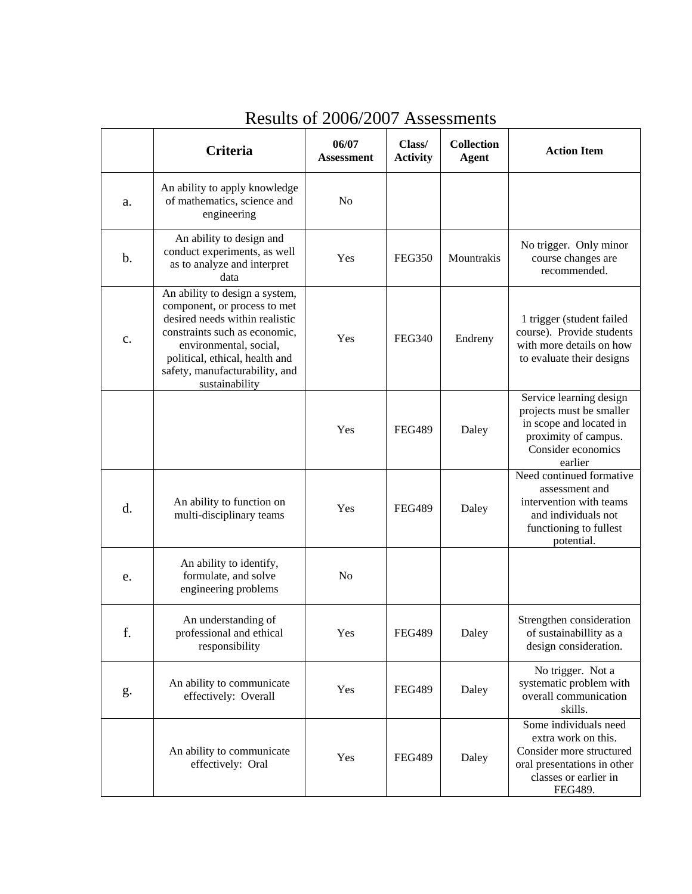# Results of 2006/2007 Assessments

| | Criteria | 06/07 Assessment | Class/ Activity | Collection Agent | Action Item |
|---|---|---|---|---|---|
| a. | An ability to apply knowledge of mathematics, science and engineering | No | | | |
| b. | An ability to design and conduct experiments, as well as to analyze and interpret data | Yes | FEG350 | Mountrakis | No trigger. Only minor course changes are recommended. |
| c. | An ability to design a system, component, or process to met desired needs within realistic constraints such as economic, environmental, social, political, ethical, health and safety, manufacturability, and sustainability | Yes | FEG340 | Endreny | 1 trigger (student failed course). Provide students with more details on how to evaluate their designs |
| | | Yes | FEG489 | Daley | Service learning design projects must be smaller in scope and located in proximity of campus. Consider economics earlier |
| d. | An ability to function on multi-disciplinary teams | Yes | FEG489 | Daley | Need continued formative assessment and intervention with teams and individuals not functioning to fullest potential. |
| e. | An ability to identify, formulate, and solve engineering problems | No | | | |
| f. | An understanding of professional and ethical responsibility | Yes | FEG489 | Daley | Strengthen consideration of sustainabillity as a design consideration. |
| g. | An ability to communicate effectively: Overall | Yes | FEG489 | Daley | No trigger. Not a systematic problem with overall communication skills. |
| | An ability to communicate effectively: Oral | Yes | FEG489 | Daley | Some individuals need extra work on this. Consider more structured oral presentations in other classes or earlier in FEG489. |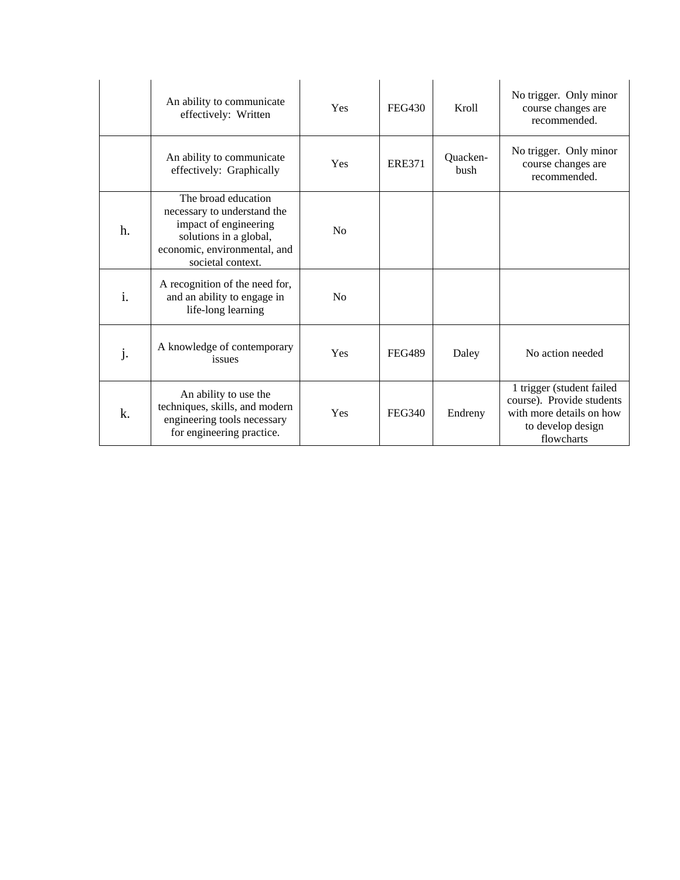| | | | | | |
|---|---|---|---|---|---|
| | An ability to communicate effectively: Written | Yes | FEG430 | Kroll | No trigger. Only minor course changes are recommended. |
| | An ability to communicate effectively: Graphically | Yes | ERE371 | Quacken-bush | No trigger. Only minor course changes are recommended. |
| h. | The broad education necessary to understand the impact of engineering solutions in a global, economic, environmental, and societal context. | No | | | |
| i. | A recognition of the need for, and an ability to engage in life-long learning | No | | | |
| j. | A knowledge of contemporary issues | Yes | FEG489 | Daley | No action needed |
| k. | An ability to use the techniques, skills, and modern engineering tools necessary for engineering practice. | Yes | FEG340 | Endreny | 1 trigger (student failed course). Provide students with more details on how to develop design flowcharts |